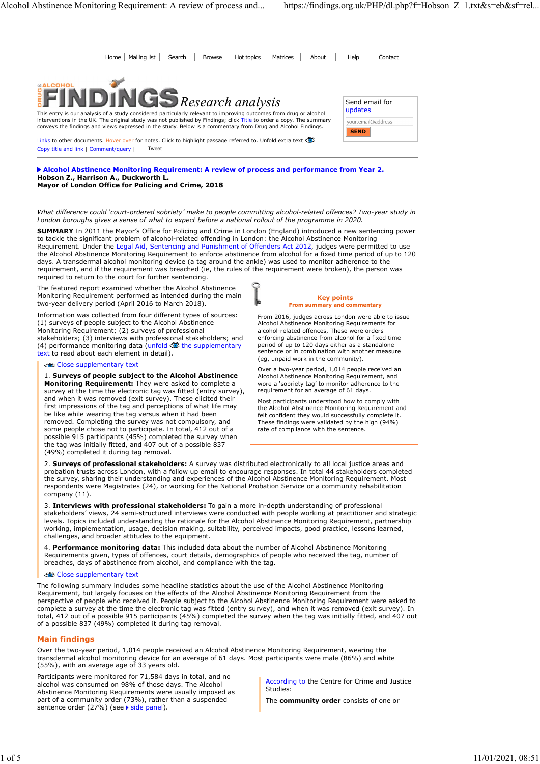Home | Mailing list | Search | Browse | Hot topics | Matrices | About | Help | Contact

# DRUG & ALCOHOL FINDINGS Research analysis

This entry is our analysis of a study considered particularly relevant to improving outcomes from drug or alcohol interventions in the UK. The original study was not published by Findings; click Title to order a copy. The summary conveys the findings and views expressed in the study. Below is a commentary from Drug and Alcohol Findings.

Send email for updates

your.email@address

SEND

Links to other documents. Hover over for notes. Click to highlight passage referred to. Unfold extra text

Copy title and link | Comment/query | Tweet

**Alcohol Abstinence Monitoring Requirement: A review of process and performance from Year 2.**
**Hobson Z., Harrison A., Duckworth L.**
**Mayor of London Office for Policing and Crime, 2018**

*What difference could 'court-ordered sobriety' make to people committing alcohol-related offences? Two-year study in London boroughs gives a sense of what to expect before a national rollout of the programme in 2020.*

**SUMMARY** In 2011 the Mayor's Office for Policing and Crime in London (England) introduced a new sentencing power to tackle the significant problem of alcohol-related offending in London: the Alcohol Abstinence Monitoring Requirement. Under the Legal Aid, Sentencing and Punishment of Offenders Act 2012, judges were permitted to use the Alcohol Abstinence Monitoring Requirement to enforce abstinence from alcohol for a fixed time period of up to 120 days. A transdermal alcohol monitoring device (a tag around the ankle) was used to monitor adherence to the requirement, and if the requirement was breached (ie, the rules of the requirement were broken), the person was required to return to the court for further sentencing.

The featured report examined whether the Alcohol Abstinence Monitoring Requirement performed as intended during the main two-year delivery period (April 2016 to March 2018).

> **Key points**
> **From summary and commentary**
>
> From 2016, judges across London were able to issue Alcohol Abstinence Monitoring Requirements for alcohol-related offences, These were orders enforcing abstinence from alcohol for a fixed time period of up to 120 days either as a standalone sentence or in combination with another measure (eg, unpaid work in the community).
>
> Over a two-year period, 1,014 people received an Alcohol Abstinence Monitoring Requirement, and wore a 'sobriety tag' to monitor adherence to the requirement for an average of 61 days.
>
> Most participants understood how to comply with the Alcohol Abstinence Monitoring Requirement and felt confident they would successfully complete it. These findings were validated by the high (94%) rate of compliance with the sentence.

Information was collected from four different types of sources: (1) surveys of people subject to the Alcohol Abstinence Monitoring Requirement; (2) surveys of professional stakeholders; (3) interviews with professional stakeholders; and (4) performance monitoring data (unfold the supplementary text to read about each element in detail).

Close supplementary text

1. **Surveys of people subject to the Alcohol Abstinence Monitoring Requirement:** They were asked to complete a survey at the time the electronic tag was fitted (entry survey), and when it was removed (exit survey). These elicited their first impressions of the tag and perceptions of what life may be like while wearing the tag versus when it had been removed. Completing the survey was not compulsory, and some people chose not to participate. In total, 412 out of a possible 915 participants (45%) completed the survey when the tag was initially fitted, and 407 out of a possible 837 (49%) completed it during tag removal.

2. **Surveys of professional stakeholders:** A survey was distributed electronically to all local justice areas and probation trusts across London, with a follow up email to encourage responses. In total 44 stakeholders completed the survey, sharing their understanding and experiences of the Alcohol Abstinence Monitoring Requirement. Most respondents were Magistrates (24), or working for the National Probation Service or a community rehabilitation company (11).

3. **Interviews with professional stakeholders:** To gain a more in-depth understanding of professional stakeholders' views, 24 semi-structured interviews were conducted with people working at practitioner and strategic levels. Topics included understanding the rationale for the Alcohol Abstinence Monitoring Requirement, partnership working, implementation, usage, decision making, suitability, perceived impacts, good practice, lessons learned, challenges, and broader attitudes to the equipment.

4. **Performance monitoring data:** This included data about the number of Alcohol Abstinence Monitoring Requirements given, types of offences, court details, demographics of people who received the tag, number of breaches, days of abstinence from alcohol, and compliance with the tag.

Close supplementary text

The following summary includes some headline statistics about the use of the Alcohol Abstinence Monitoring Requirement, but largely focuses on the effects of the Alcohol Abstinence Monitoring Requirement from the perspective of people who received it. People subject to the Alcohol Abstinence Monitoring Requirement were asked to complete a survey at the time the electronic tag was fitted (entry survey), and when it was removed (exit survey). In total, 412 out of a possible 915 participants (45%) completed the survey when the tag was initially fitted, and 407 out of a possible 837 (49%) completed it during tag removal.

## Main findings

Over the two-year period, 1,014 people received an Alcohol Abstinence Monitoring Requirement, wearing the transdermal alcohol monitoring device for an average of 61 days. Most participants were male (86%) and white (55%), with an average age of 33 years old.

Participants were monitored for 71,584 days in total, and no alcohol was consumed on 98% of those days. The Alcohol Abstinence Monitoring Requirements were usually imposed as part of a community order (73%), rather than a suspended sentence order (27%) (see side panel).

> According to the Centre for Crime and Justice Studies:
>
> The **community order** consists of one or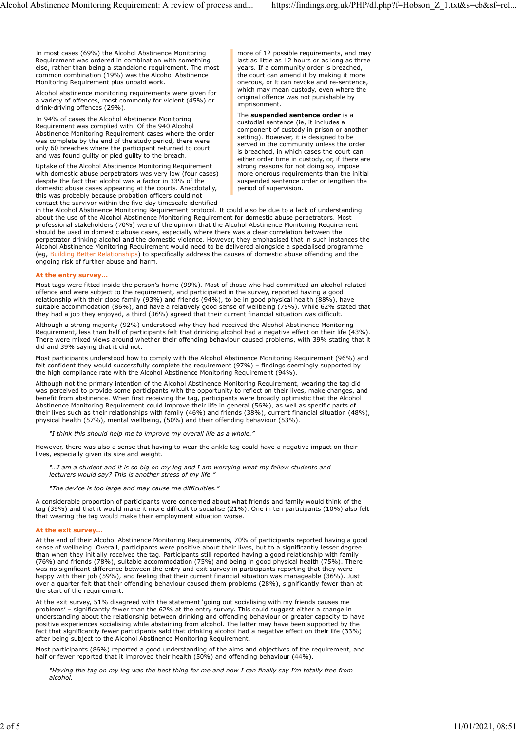In most cases (69%) the Alcohol Abstinence Monitoring Requirement was ordered in combination with something else, rather than being a standalone requirement. The most common combination (19%) was the Alcohol Abstinence Monitoring Requirement plus unpaid work.

Alcohol abstinence monitoring requirements were given for a variety of offences, most commonly for violent (45%) or drink-driving offences (29%).

In 94% of cases the Alcohol Abstinence Monitoring Requirement was complied with. Of the 940 Alcohol Abstinence Monitoring Requirement cases where the order was complete by the end of the study period, there were only 60 breaches where the participant returned to court and was found guilty or pled guilty to the breach.

Uptake of the Alcohol Abstinence Monitoring Requirement with domestic abuse perpetrators was very low (four cases) despite the fact that alcohol was a factor in 33% of the domestic abuse cases appearing at the courts. Anecdotally, this was probably because probation officers could not contact the survivor within the five-day timescale identified in the Alcohol Abstinence Monitoring Requirement protocol. It could also be due to a lack of understanding about the use of the Alcohol Abstinence Monitoring Requirement for domestic abuse perpetrators. Most professional stakeholders (70%) were of the opinion that the Alcohol Abstinence Monitoring Requirement should be used in domestic abuse cases, especially where there was a clear correlation between the perpetrator drinking alcohol and the domestic violence. However, they emphasised that in such instances the Alcohol Abstinence Monitoring Requirement would need to be delivered alongside a specialised programme (eg, Building Better Relationships) to specifically address the causes of domestic abuse offending and the ongoing risk of further abuse and harm.

more of 12 possible requirements, and may last as little as 12 hours or as long as three years. If a community order is breached, the court can amend it by making it more onerous, or it can revoke and re-sentence, which may mean custody, even where the original offence was not punishable by imprisonment.

The **suspended sentence order** is a custodial sentence (ie, it includes a component of custody in prison or another setting). However, it is designed to be served in the community unless the order is breached, in which cases the court can either order time in custody, or, if there are strong reasons for not doing so, impose more onerous requirements than the initial suspended sentence order or lengthen the period of supervision.

### At the entry survey...

Most tags were fitted inside the person's home (99%). Most of those who had committed an alcohol-related offence and were subject to the requirement, and participated in the survey, reported having a good relationship with their close family (93%) and friends (94%), to be in good physical health (88%), have suitable accommodation (86%), and have a relatively good sense of wellbeing (75%). While 62% stated that they had a job they enjoyed, a third (36%) agreed that their current financial situation was difficult.

Although a strong majority (92%) understood why they had received the Alcohol Abstinence Monitoring Requirement, less than half of participants felt that drinking alcohol had a negative effect on their life (43%). There were mixed views around whether their offending behaviour caused problems, with 39% stating that it did and 39% saying that it did not.

Most participants understood how to comply with the Alcohol Abstinence Monitoring Requirement (96%) and felt confident they would successfully complete the requirement (97%) – findings seemingly supported by the high compliance rate with the Alcohol Abstinence Monitoring Requirement (94%).

Although not the primary intention of the Alcohol Abstinence Monitoring Requirement, wearing the tag did was perceived to provide some participants with the opportunity to reflect on their lives, make changes, and benefit from abstinence. When first receiving the tag, participants were broadly optimistic that the Alcohol Abstinence Monitoring Requirement could improve their life in general (56%), as well as specific parts of their lives such as their relationships with family (46%) and friends (38%), current financial situation (48%), physical health (57%), mental wellbeing, (50%) and their offending behaviour (53%).

> *"I think this should help me to improve my overall life as a whole."*

However, there was also a sense that having to wear the ankle tag could have a negative impact on their lives, especially given its size and weight.

> *"…I am a student and it is so big on my leg and I am worrying what my fellow students and lecturers would say? This is another stress of my life."*

> *"The device is too large and may cause me difficulties."*

A considerable proportion of participants were concerned about what friends and family would think of the tag (39%) and that it would make it more difficult to socialise (21%). One in ten participants (10%) also felt that wearing the tag would make their employment situation worse.

### At the exit survey...

At the end of their Alcohol Abstinence Monitoring Requirements, 70% of participants reported having a good sense of wellbeing. Overall, participants were positive about their lives, but to a significantly lesser degree than when they initially received the tag. Participants still reported having a good relationship with family (76%) and friends (78%), suitable accommodation (75%) and being in good physical health (75%). There was no significant difference between the entry and exit survey in participants reporting that they were happy with their job (59%), and feeling that their current financial situation was manageable (36%). Just over a quarter felt that their offending behaviour caused them problems (28%), significantly fewer than at the start of the requirement.

At the exit survey, 51% disagreed with the statement 'going out socialising with my friends causes me problems' – significantly fewer than the 62% at the entry survey. This could suggest either a change in understanding about the relationship between drinking and offending behaviour or greater capacity to have positive experiences socialising while abstaining from alcohol. The latter may have been supported by the fact that significantly fewer participants said that drinking alcohol had a negative effect on their life (33%) after being subject to the Alcohol Abstinence Monitoring Requirement.

Most participants (86%) reported a good understanding of the aims and objectives of the requirement, and half or fewer reported that it improved their health (50%) and offending behaviour (44%).

> *"Having the tag on my leg was the best thing for me and now I can finally say I'm totally free from alcohol.*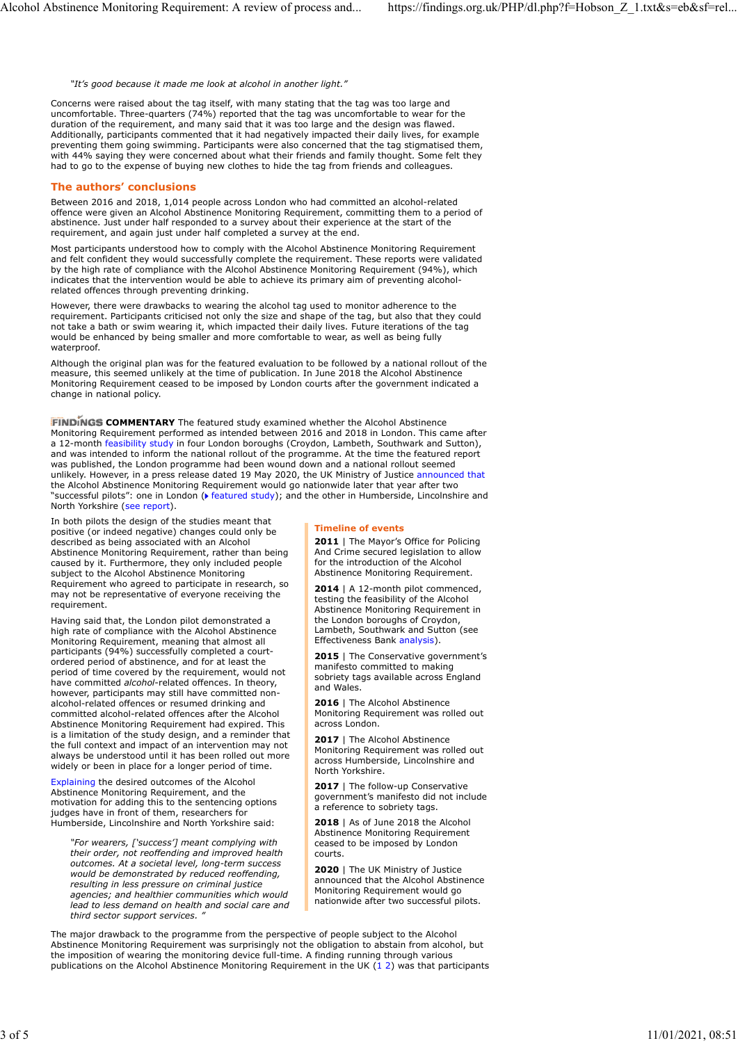*"It's good because it made me look at alcohol in another light."*

Concerns were raised about the tag itself, with many stating that the tag was too large and uncomfortable. Three-quarters (74%) reported that the tag was uncomfortable to wear for the duration of the requirement, and many said that it was too large and the design was flawed. Additionally, participants commented that it had negatively impacted their daily lives, for example preventing them going swimming. Participants were also concerned that the tag stigmatised them, with 44% saying they were concerned about what their friends and family thought. Some felt they had to go to the expense of buying new clothes to hide the tag from friends and colleagues.

## The authors' conclusions

Between 2016 and 2018, 1,014 people across London who had committed an alcohol-related offence were given an Alcohol Abstinence Monitoring Requirement, committing them to a period of abstinence. Just under half responded to a survey about their experience at the start of the requirement, and again just under half completed a survey at the end.

Most participants understood how to comply with the Alcohol Abstinence Monitoring Requirement and felt confident they would successfully complete the requirement. These reports were validated by the high rate of compliance with the Alcohol Abstinence Monitoring Requirement (94%), which indicates that the intervention would be able to achieve its primary aim of preventing alcohol-related offences through preventing drinking.

However, there were drawbacks to wearing the alcohol tag used to monitor adherence to the requirement. Participants criticised not only the size and shape of the tag, but also that they could not take a bath or swim wearing it, which impacted their daily lives. Future iterations of the tag would be enhanced by being smaller and more comfortable to wear, as well as being fully waterproof.

Although the original plan was for the featured evaluation to be followed by a national rollout of the measure, this seemed unlikely at the time of publication. In June 2018 the Alcohol Abstinence Monitoring Requirement ceased to be imposed by London courts after the government indicated a change in national policy.

**FINDINGS COMMENTARY** The featured study examined whether the Alcohol Abstinence Monitoring Requirement performed as intended between 2016 and 2018 in London. This came after a 12-month feasibility study in four London boroughs (Croydon, Lambeth, Southwark and Sutton), and was intended to inform the national rollout of the programme. At the time the featured report was published, the London programme had been wound down and a national rollout seemed unlikely. However, in a press release dated 19 May 2020, the UK Ministry of Justice announced that the Alcohol Abstinence Monitoring Requirement would go nationwide later that year after two "successful pilots": one in London (featured study); and the other in Humberside, Lincolnshire and North Yorkshire (see report).

In both pilots the design of the studies meant that positive (or indeed negative) changes could only be described as being associated with an Alcohol Abstinence Monitoring Requirement, rather than being caused by it. Furthermore, they only included people subject to the Alcohol Abstinence Monitoring Requirement who agreed to participate in research, so may not be representative of everyone receiving the requirement.

Having said that, the London pilot demonstrated a high rate of compliance with the Alcohol Abstinence Monitoring Requirement, meaning that almost all participants (94%) successfully completed a court-ordered period of abstinence, and for at least the period of time covered by the requirement, would not have committed *alcohol*-related offences. In theory, however, participants may still have committed non-alcohol-related offences or resumed drinking and committed alcohol-related offences after the Alcohol Abstinence Monitoring Requirement had expired. This is a limitation of the study design, and a reminder that the full context and impact of an intervention may not always be understood until it has been rolled out more widely or been in place for a longer period of time.

Explaining the desired outcomes of the Alcohol Abstinence Monitoring Requirement, and the motivation for adding this to the sentencing options judges have in front of them, researchers for Humberside, Lincolnshire and North Yorkshire said:

> *"For wearers, ['success'] meant complying with their order, not reoffending and improved health outcomes. At a societal level, long-term success would be demonstrated by reduced reoffending, resulting in less pressure on criminal justice agencies; and healthier communities which would lead to less demand on health and social care and third sector support services. "*

### Timeline of events

**2011** | The Mayor's Office for Policing And Crime secured legislation to allow for the introduction of the Alcohol Abstinence Monitoring Requirement.

**2014** | A 12-month pilot commenced, testing the feasibility of the Alcohol Abstinence Monitoring Requirement in the London boroughs of Croydon, Lambeth, Southwark and Sutton (see Effectiveness Bank analysis).

**2015** | The Conservative government's manifesto committed to making sobriety tags available across England and Wales.

**2016** | The Alcohol Abstinence Monitoring Requirement was rolled out across London.

**2017** | The Alcohol Abstinence Monitoring Requirement was rolled out across Humberside, Lincolnshire and North Yorkshire.

**2017** | The follow-up Conservative government's manifesto did not include a reference to sobriety tags.

**2018** | As of June 2018 the Alcohol Abstinence Monitoring Requirement ceased to be imposed by London courts.

**2020** | The UK Ministry of Justice announced that the Alcohol Abstinence Monitoring Requirement would go nationwide after two successful pilots.

The major drawback to the programme from the perspective of people subject to the Alcohol Abstinence Monitoring Requirement was surprisingly not the obligation to abstain from alcohol, but the imposition of wearing the monitoring device full-time. A finding running through various publications on the Alcohol Abstinence Monitoring Requirement in the UK (1 2) was that participants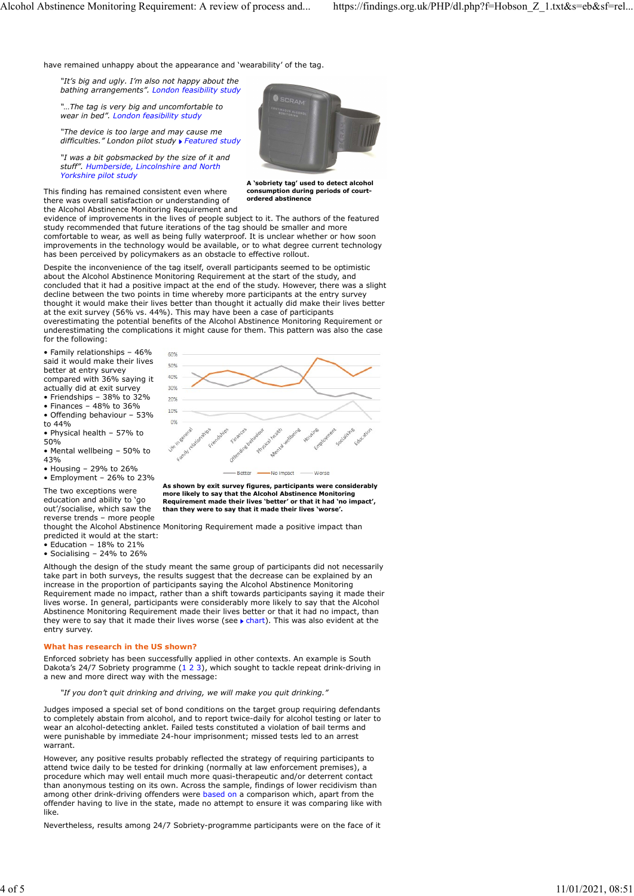have remained unhappy about the appearance and 'wearability' of the tag.

> *"It's big and ugly. I'm also not happy about the bathing arrangements". London feasibility study*
>
> *"...The tag is very big and uncomfortable to wear in bed". London feasibility study*
>
> *"The device is too large and may cause me difficulties." London pilot study* ▸ *Featured study*
>
> *"I was a bit gobsmacked by the size of it and stuff". Humberside, Lincolnshire and North Yorkshire pilot study*

**A 'sobriety tag' used to detect alcohol consumption during periods of court-ordered abstinence**

This finding has remained consistent even where there was overall satisfaction or understanding of the Alcohol Abstinence Monitoring Requirement and evidence of improvements in the lives of people subject to it. The authors of the featured study recommended that future iterations of the tag should be smaller and more comfortable to wear, as well as being fully waterproof. It is unclear whether or how soon improvements in the technology would be available, or to what degree current technology has been perceived by policymakers as an obstacle to effective rollout.

Despite the inconvenience of the tag itself, overall participants seemed to be optimistic about the Alcohol Abstinence Monitoring Requirement at the start of the study, and concluded that it had a positive impact at the end of the study. However, there was a slight decline between the two points in time whereby more participants at the entry survey thought it would make their lives better than thought it actually did make their lives better at the exit survey (56% vs. 44%). This may have been a case of participants overestimating the potential benefits of the Alcohol Abstinence Monitoring Requirement or underestimating the complications it might cause for them. This pattern was also the case for the following:

- Family relationships – 46% said it would make their lives better at entry survey compared with 36% saying it actually did at exit survey
- Friendships – 38% to 32%
- Finances – 48% to 36%
- Offending behaviour – 53% to 44%
- Physical health – 57% to 50%
- Mental wellbeing – 50% to 43%
- Housing – 29% to 26%
- Employment – 26% to 23%

**As shown by exit survey figures, participants were considerably more likely to say that the Alcohol Abstinence Monitoring Requirement made their lives 'better' or that it had 'no impact', than they were to say that it made their lives 'worse'.**

The two exceptions were education and ability to 'go out'/socialise, which saw the reverse trends – more people thought the Alcohol Abstinence Monitoring Requirement made a positive impact than predicted it would at the start:

- Education – 18% to 21%
- Socialising – 24% to 26%

Although the design of the study meant the same group of participants did not necessarily take part in both surveys, the results suggest that the decrease can be explained by an increase in the proportion of participants saying the Alcohol Abstinence Monitoring Requirement made no impact, rather than a shift towards participants saying it made their lives worse. In general, participants were considerably more likely to say that the Alcohol Abstinence Monitoring Requirement made their lives better or that it had no impact, than they were to say that it made their lives worse (see ▸ chart). This was also evident at the entry survey.

### What has research in the US shown?

Enforced sobriety has been successfully applied in other contexts. An example is South Dakota's 24/7 Sobriety programme (1 2 3), which sought to tackle repeat drink-driving in a new and more direct way with the message:

> *"If you don't quit drinking and driving, we will make you quit drinking."*

Judges imposed a special set of bond conditions on the target group requiring defendants to completely abstain from alcohol, and to report twice-daily for alcohol testing or later to wear an alcohol-detecting anklet. Failed tests constituted a violation of bail terms and were punishable by immediate 24-hour imprisonment; missed tests led to an arrest warrant.

However, any positive results probably reflected the strategy of requiring participants to attend twice daily to be tested for drinking (normally at law enforcement premises), a procedure which may well entail much more quasi-therapeutic and/or deterrent contact than anonymous testing on its own. Across the sample, findings of lower recidivism than among other drink-driving offenders were based on a comparison which, apart from the offender having to live in the state, made no attempt to ensure it was comparing like with like.

Nevertheless, results among 24/7 Sobriety-programme participants were on the face of it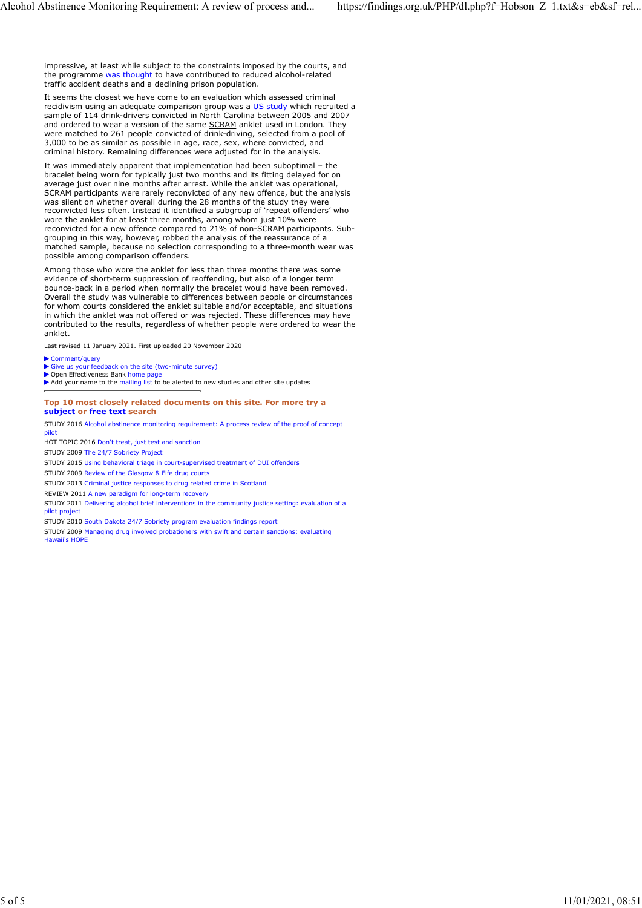impressive, at least while subject to the constraints imposed by the courts, and the programme was thought to have contributed to reduced alcohol-related traffic accident deaths and a declining prison population.

It seems the closest we have come to an evaluation which assessed criminal recidivism using an adequate comparison group was a US study which recruited a sample of 114 drink-drivers convicted in North Carolina between 2005 and 2007 and ordered to wear a version of the same SCRAM anklet used in London. They were matched to 261 people convicted of drink-driving, selected from a pool of 3,000 to be as similar as possible in age, race, sex, where convicted, and criminal history. Remaining differences were adjusted for in the analysis.

It was immediately apparent that implementation had been suboptimal – the bracelet being worn for typically just two months and its fitting delayed for on average just over nine months after arrest. While the anklet was operational, SCRAM participants were rarely reconvicted of any new offence, but the analysis was silent on whether overall during the 28 months of the study they were reconvicted less often. Instead it identified a subgroup of 'repeat offenders' who wore the anklet for at least three months, among whom just 10% were reconvicted for a new offence compared to 21% of non-SCRAM participants. Sub-grouping in this way, however, robbed the analysis of the reassurance of a matched sample, because no selection corresponding to a three-month wear was possible among comparison offenders.

Among those who wore the anklet for less than three months there was some evidence of short-term suppression of reoffending, but also of a longer term bounce-back in a period when normally the bracelet would have been removed. Overall the study was vulnerable to differences between people or circumstances for whom courts considered the anklet suitable and/or acceptable, and situations in which the anklet was not offered or was rejected. These differences may have contributed to the results, regardless of whether people were ordered to wear the anklet.

Last revised 11 January 2021. First uploaded 20 November 2020

- ▶ Comment/query
- ▶ Give us your feedback on the site (two-minute survey)
- ▶ Open Effectiveness Bank home page
- ▶ Add your name to the mailing list to be alerted to new studies and other site updates

---

## Top 10 most closely related documents on this site. For more try a **subject** or **free text** search

STUDY 2016 Alcohol abstinence monitoring requirement: A process review of the proof of concept pilot

HOT TOPIC 2016 Don't treat, just test and sanction

STUDY 2009 The 24/7 Sobriety Project

STUDY 2015 Using behavioral triage in court-supervised treatment of DUI offenders

STUDY 2009 Review of the Glasgow & Fife drug courts

STUDY 2013 Criminal justice responses to drug related crime in Scotland

REVIEW 2011 A new paradigm for long-term recovery

STUDY 2011 Delivering alcohol brief interventions in the community justice setting: evaluation of a pilot project

STUDY 2010 South Dakota 24/7 Sobriety program evaluation findings report

STUDY 2009 Managing drug involved probationers with swift and certain sanctions: evaluating Hawaii's HOPE